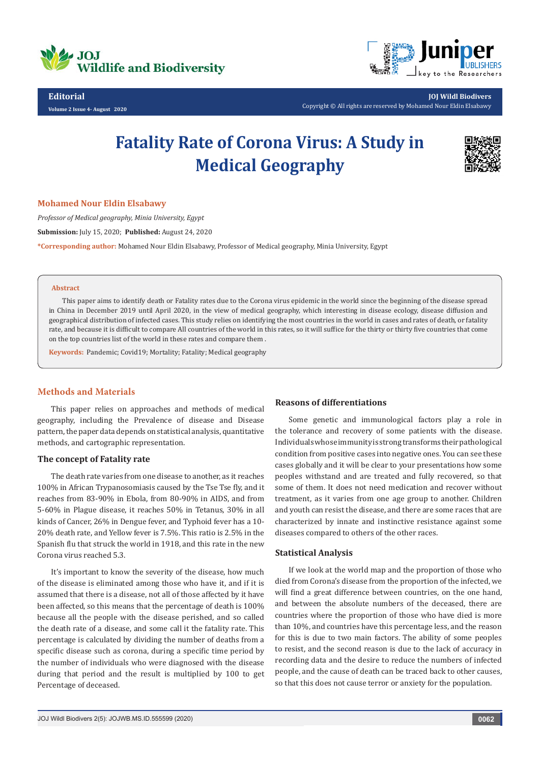# Fatality Rate of Corona Virus: A Study in Medical Geography

**Mohamed Nour Eldin Elsabawy**

*Professor of Medical geography, Minia University, Egypt*

**Submission:** July 15, 2020; **Published:** August 24, 2020

**\*Corresponding author:** Mohamed Nour Eldin Elsabawy, Professor of Medical geography, Minia University, Egypt

## Abstract

This paper aims to identify death or Fatality rates due to the Corona virus epidemic in the world since the beginning of the disease spread in China in December 2019 until April 2020, in the view of medical geography, which interesting in disease ecology, disease diffusion and geographical distribution of infected cases. This study relies on identifying the most countries in the world in cases and rates of death, or fatality rate, and because it is difficult to compare All countries of the world in this rates, so it will suffice for the thirty or thirty five countries that come on the top countries list of the world in these rates and compare them .

**Keywords:** Pandemic; Covid19; Mortality; Fatality; Medical geography

## Methods and Materials

This paper relies on approaches and methods of medical geography, including the Prevalence of disease and Disease pattern, the paper data depends on statistical analysis, quantitative methods, and cartographic representation.

### The concept of Fatality rate

The death rate varies from one disease to another, as it reaches 100% in African Trypanosomiasis caused by the Tse Tse fly, and it reaches from 83-90% in Ebola, from 80-90% in AIDS, and from 5-60% in Plague disease, it reaches 50% in Tetanus, 30% in all kinds of Cancer, 26% in Dengue fever, and Typhoid fever has a 10-20% death rate, and Yellow fever is 7.5%. This ratio is 2.5% in the Spanish flu that struck the world in 1918, and this rate in the new Corona virus reached 5.3.

It's important to know the severity of the disease, how much of the disease is eliminated among those who have it, and if it is assumed that there is a disease, not all of those affected by it have been affected, so this means that the percentage of death is 100% because all the people with the disease perished, and so called the death rate of a disease, and some call it the fatality rate. This percentage is calculated by dividing the number of deaths from a specific disease such as corona, during a specific time period by the number of individuals who were diagnosed with the disease during that period and the result is multiplied by 100 to get Percentage of deceased.

### Reasons of differentiations

Some genetic and immunological factors play a role in the tolerance and recovery of some patients with the disease. Individuals whose immunity is strong transforms their pathological condition from positive cases into negative ones. You can see these cases globally and it will be clear to your presentations how some peoples withstand and are treated and fully recovered, so that some of them. It does not need medication and recover without treatment, as it varies from one age group to another. Children and youth can resist the disease, and there are some races that are characterized by innate and instinctive resistance against some diseases compared to others of the other races.

### Statistical Analysis

If we look at the world map and the proportion of those who died from Corona's disease from the proportion of the infected, we will find a great difference between countries, on the one hand, and between the absolute numbers of the deceased, there are countries where the proportion of those who have died is more than 10%, and countries have this percentage less, and the reason for this is due to two main factors. The ability of some peoples to resist, and the second reason is due to the lack of accuracy in recording data and the desire to reduce the numbers of infected people, and the cause of death can be traced back to other causes, so that this does not cause terror or anxiety for the population.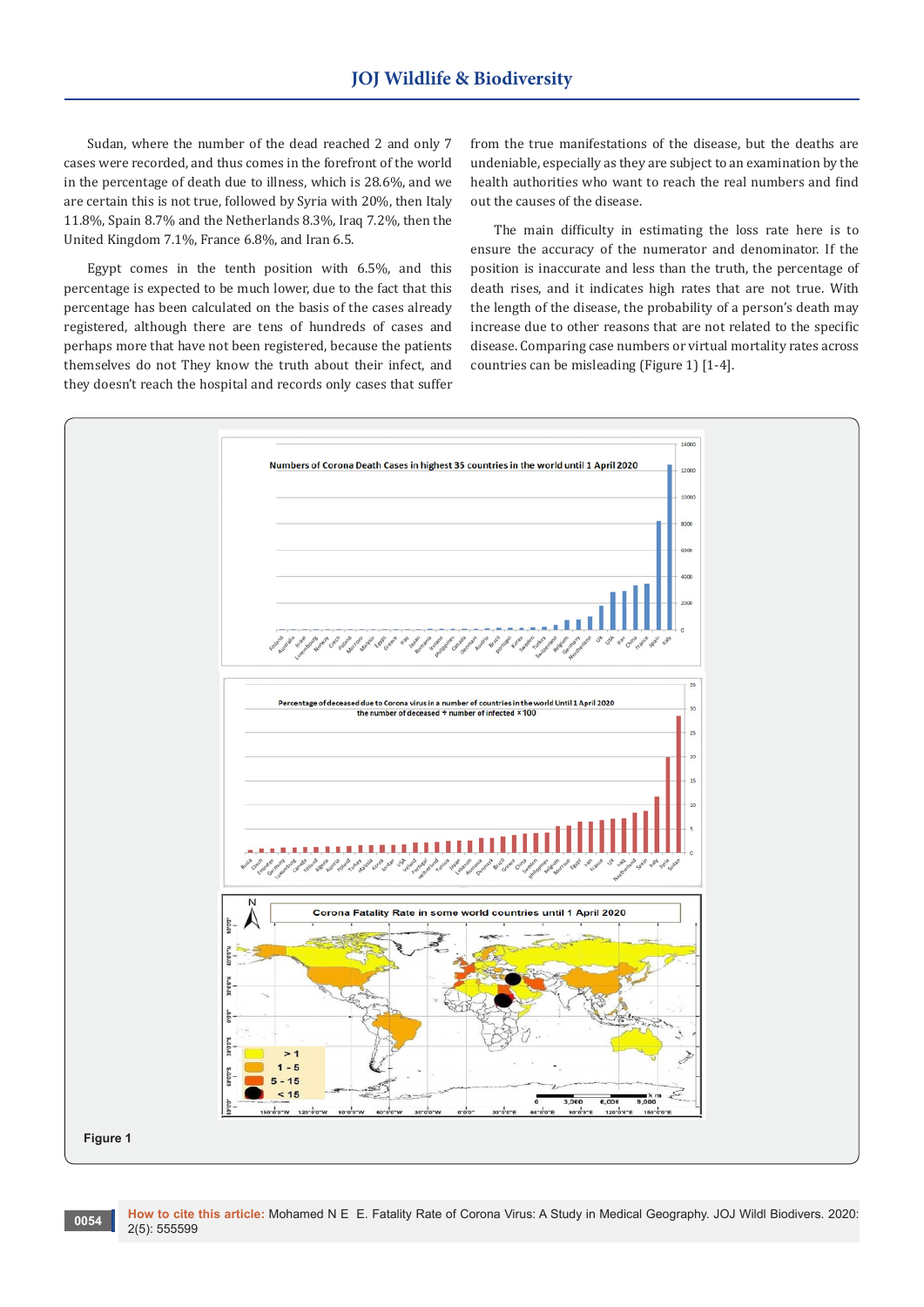Sudan, where the number of the dead reached 2 and only 7 cases were recorded, and thus comes in the forefront of the world in the percentage of death due to illness, which is 28.6%, and we are certain this is not true, followed by Syria with 20%, then Italy 11.8%, Spain 8.7% and the Netherlands 8.3%, Iraq 7.2%, then the United Kingdom 7.1%, France 6.8%, and Iran 6.5.

Egypt comes in the tenth position with 6.5%, and this percentage is expected to be much lower, due to the fact that this percentage has been calculated on the basis of the cases already registered, although there are tens of hundreds of cases and perhaps more that have not been registered, because the patients themselves do not They know the truth about their infect, and they doesn't reach the hospital and records only cases that suffer from the true manifestations of the disease, but the deaths are undeniable, especially as they are subject to an examination by the health authorities who want to reach the real numbers and find out the causes of the disease.

The main difficulty in estimating the loss rate here is to ensure the accuracy of the numerator and denominator. If the position is inaccurate and less than the truth, the percentage of death rises, and it indicates high rates that are not true. With the length of the disease, the probability of a person's death may increase due to other reasons that are not related to the specific disease. Comparing case numbers or virtual mortality rates across countries can be misleading (Figure 1) [1-4].

Numbers of Corona Death Cases in highest 35 countries in the world until 1 April 2020

Percentage of deceased due to Corona virus in a number of countries in the world Until 1 April 2020
the number of deceased ÷ number of infected × 100

Corona Fatality Rate in some world countries until 1 April 2020

Figure 1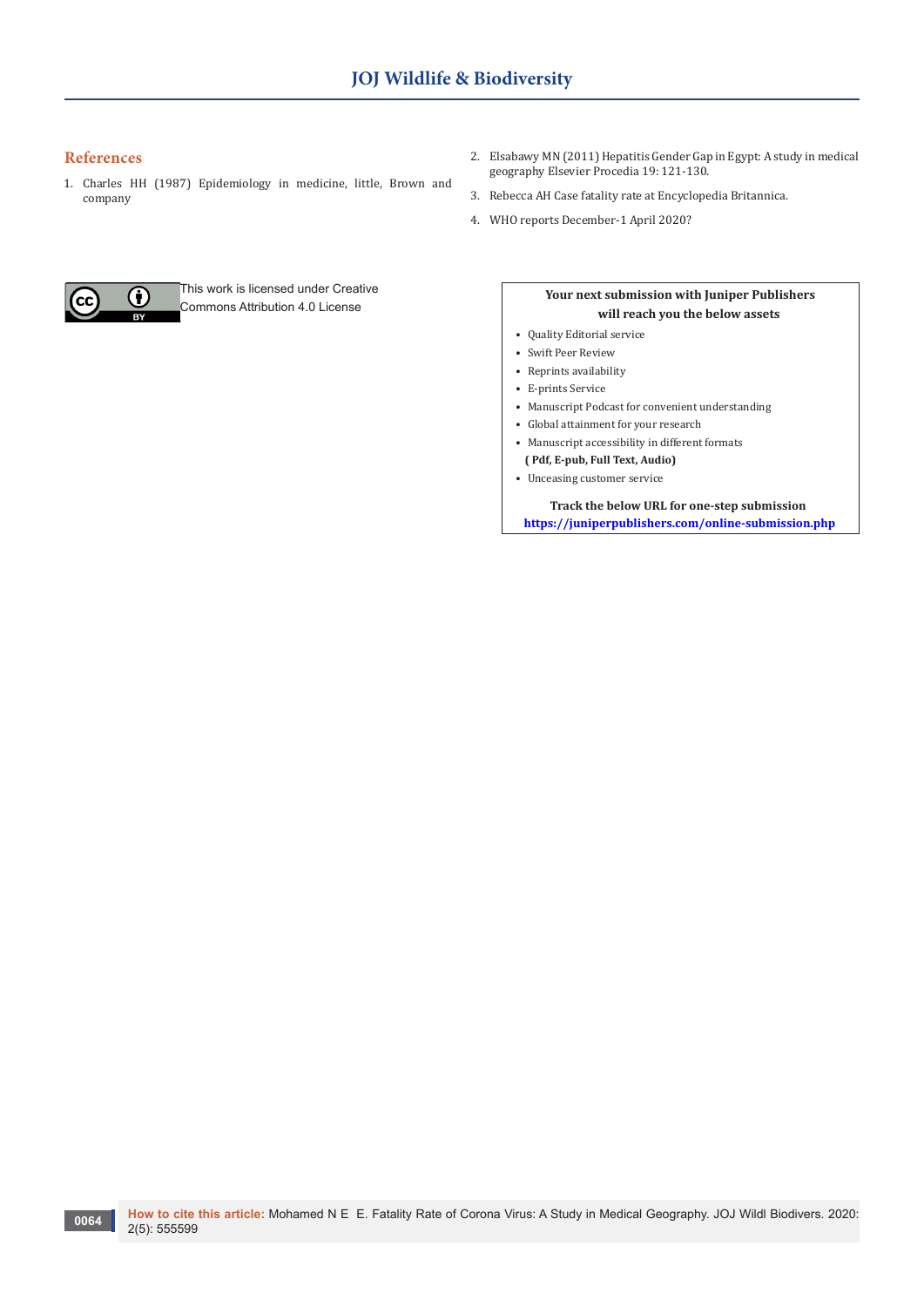## References

1. Charles HH (1987) Epidemiology in medicine, little, Brown and company
2. Elsabawy MN (2011) Hepatitis Gender Gap in Egypt: A study in medical geography Elsevier Procedia 19: 121-130.
3. Rebecca AH Case fatality rate at Encyclopedia Britannica.
4. WHO reports December-1 April 2020?

This work is licensed under Creative Commons Attribution 4.0 License

**Your next submission with Juniper Publishers will reach you the below assets**

- Quality Editorial service
- Swift Peer Review
- Reprints availability
- E-prints Service
- Manuscript Podcast for convenient understanding
- Global attainment for your research
- Manuscript accessibility in different formats **( Pdf, E-pub, Full Text, Audio)**
- Unceasing customer service

**Track the below URL for one-step submission**
**https://juniperpublishers.com/online-submission.php**